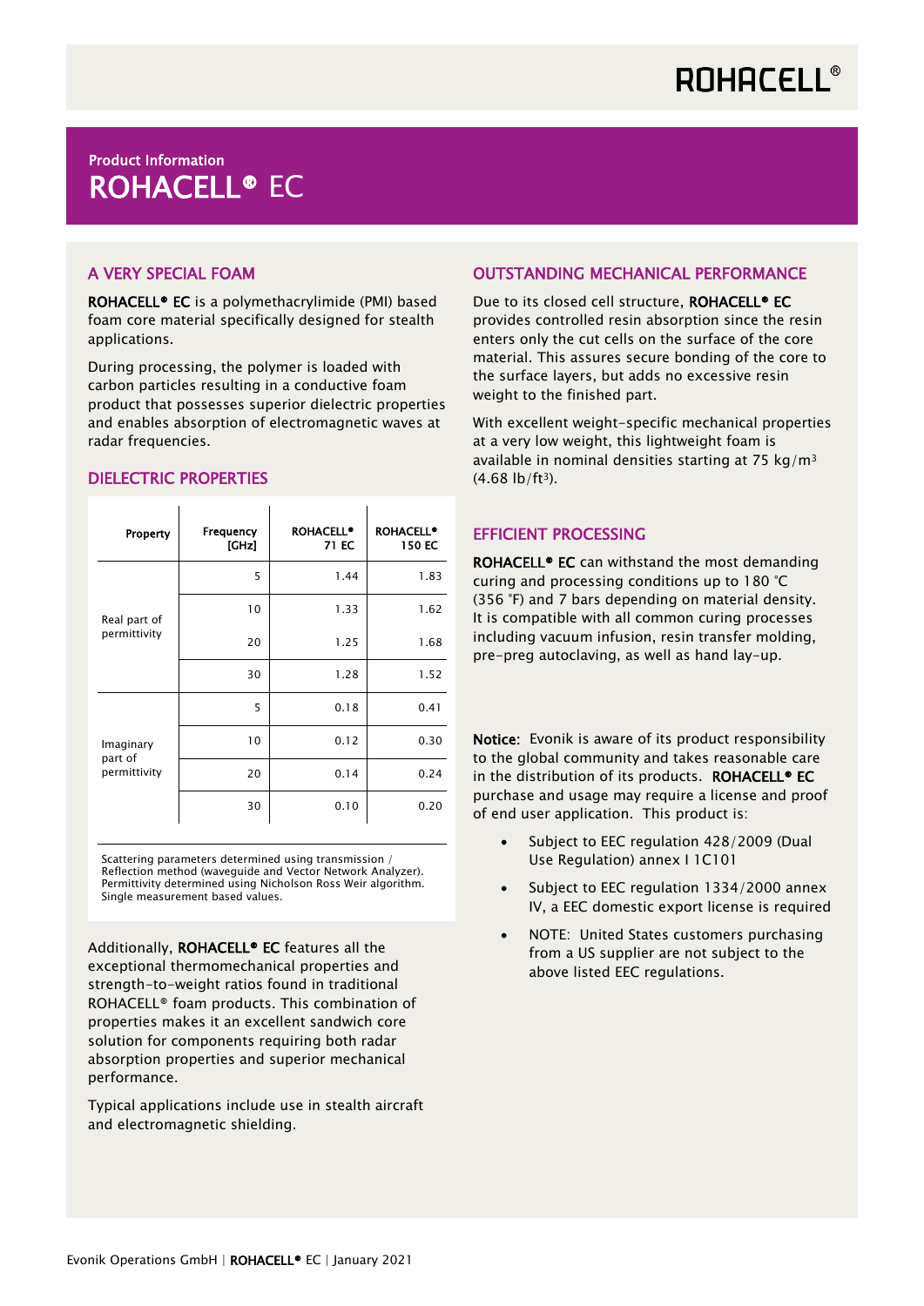# ROHACELL®

## Product Information

# ROHACELL® EC

## A VERY SPECIAL FOAM

**ROHACELL® EC** is a polymethacrylimide (PMI) based foam core material specifically designed for stealth applications.

During processing, the polymer is loaded with carbon particles resulting in a conductive foam product that possesses superior dielectric properties and enables absorption of electromagnetic waves at radar frequencies.

## DIELECTRIC PROPERTIES

| Property | Frequency [GHz] | ROHACELL® 71 EC | ROHACELL® 150 EC |
|---|---|---|---|
| Real part of permittivity | 5 | 1.44 | 1.83 |
| | 10 | 1.33 | 1.62 |
| | 20 | 1.25 | 1.68 |
| | 30 | 1.28 | 1.52 |
| Imaginary part of permittivity | 5 | 0.18 | 0.41 |
| | 10 | 0.12 | 0.30 |
| | 20 | 0.14 | 0.24 |
| | 30 | 0.10 | 0.20 |

Scattering parameters determined using transmission / Reflection method (waveguide and Vector Network Analyzer). Permittivity determined using Nicholson Ross Weir algorithm. Single measurement based values.

Additionally, **ROHACELL® EC** features all the exceptional thermomechanical properties and strength-to-weight ratios found in traditional ROHACELL® foam products. This combination of properties makes it an excellent sandwich core solution for components requiring both radar absorption properties and superior mechanical performance.

Typical applications include use in stealth aircraft and electromagnetic shielding.

## OUTSTANDING MECHANICAL PERFORMANCE

Due to its closed cell structure, **ROHACELL® EC** provides controlled resin absorption since the resin enters only the cut cells on the surface of the core material. This assures secure bonding of the core to the surface layers, but adds no excessive resin weight to the finished part.

With excellent weight-specific mechanical properties at a very low weight, this lightweight foam is available in nominal densities starting at 75 kg/m³ (4.68 lb/ft³).

## EFFICIENT PROCESSING

**ROHACELL® EC** can withstand the most demanding curing and processing conditions up to 180 °C (356 °F) and 7 bars depending on material density. It is compatible with all common curing processes including vacuum infusion, resin transfer molding, pre-preg autoclaving, as well as hand lay-up.

**Notice:** Evonik is aware of its product responsibility to the global community and takes reasonable care in the distribution of its products. **ROHACELL® EC** purchase and usage may require a license and proof of end user application. This product is:

- Subject to EEC regulation 428/2009 (Dual Use Regulation) annex I 1C101
- Subject to EEC regulation 1334/2000 annex IV, a EEC domestic export license is required
- NOTE: United States customers purchasing from a US supplier are not subject to the above listed EEC regulations.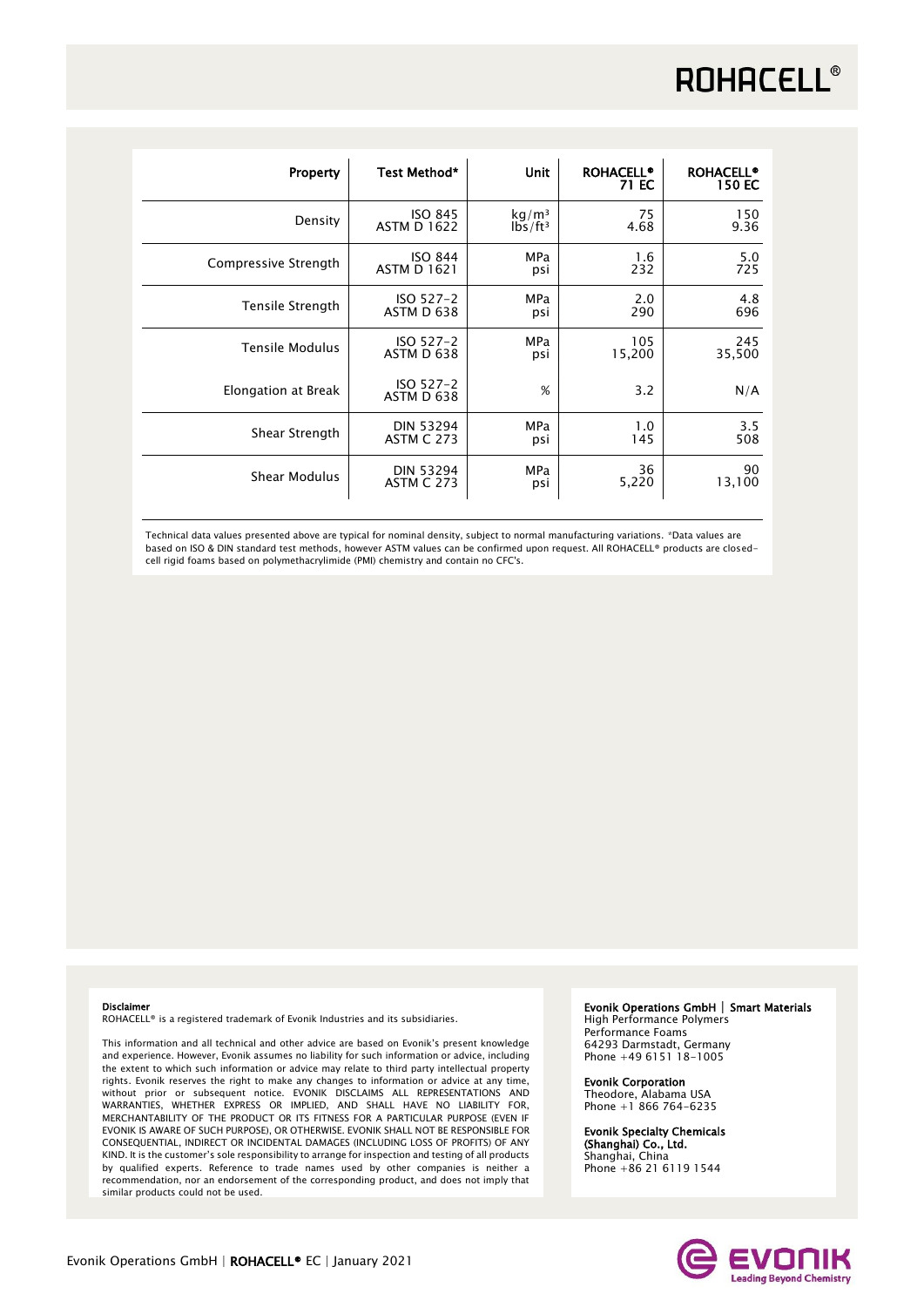| Property | Test Method* | Unit | ROHACELL® 71 EC | ROHACELL® 150 EC |
|---|---|---|---|---|
| Density | ISO 845<br>ASTM D 1622 | $kg/m^3$<br>$lbs/ft^3$ | 75<br>4.68 | 150<br>9.36 |
| Compressive Strength | ISO 844<br>ASTM D 1621 | MPa<br>psi | 1.6<br>232 | 5.0<br>725 |
| Tensile Strength | ISO 527-2<br>ASTM D 638 | MPa<br>psi | 2.0<br>290 | 4.8<br>696 |
| Tensile Modulus | ISO 527-2<br>ASTM D 638 | MPa<br>psi | 105<br>15,200 | 245<br>35,500 |
| Elongation at Break | ISO 527-2<br>ASTM D 638 | % | 3.2 | N/A |
| Shear Strength | DIN 53294<br>ASTM C 273 | MPa<br>psi | 1.0<br>145 | 3.5<br>508 |
| Shear Modulus | DIN 53294<br>ASTM C 273 | MPa<br>psi | 36<br>5,220 | 90<br>13,100 |

Technical data values presented above are typical for nominal density, subject to normal manufacturing variations. *Data values are based on ISO & DIN standard test methods, however ASTM values can be confirmed upon request. All ROHACELL® products are closed-cell rigid foams based on polymethacrylimide (PMI) chemistry and contain no CFC's.

**Disclaimer**

ROHACELL® is a registered trademark of Evonik Industries and its subsidiaries.

This information and all technical and other advice are based on Evonik's present knowledge and experience. However, Evonik assumes no liability for such information or advice, including the extent to which such information or advice may relate to third party intellectual property rights. Evonik reserves the right to make any changes to information or advice at any time, without prior or subsequent notice. EVONIK DISCLAIMS ALL REPRESENTATIONS AND WARRANTIES, WHETHER EXPRESS OR IMPLIED, AND SHALL HAVE NO LIABILITY FOR, MERCHANTABILITY OF THE PRODUCT OR ITS FITNESS FOR A PARTICULAR PURPOSE (EVEN IF EVONIK IS AWARE OF SUCH PURPOSE), OR OTHERWISE. EVONIK SHALL NOT BE RESPONSIBLE FOR CONSEQUENTIAL, INDIRECT OR INCIDENTAL DAMAGES (INCLUDING LOSS OF PROFITS) OF ANY KIND. It is the customer's sole responsibility to arrange for inspection and testing of all products by qualified experts. Reference to trade names used by other companies is neither a recommendation, nor an endorsement of the corresponding product, and does not imply that similar products could not be used.

**Evonik Operations GmbH | Smart Materials**
High Performance Polymers
Performance Foams
64293 Darmstadt, Germany
Phone +49 6151 18-1005

**Evonik Corporation**
Theodore, Alabama USA
Phone +1 866 764-6235

**Evonik Specialty Chemicals (Shanghai) Co., Ltd.**
Shanghai, China
Phone +86 21 6119 1544

Evonik Operations GmbH | **ROHACELL® EC** | January 2021